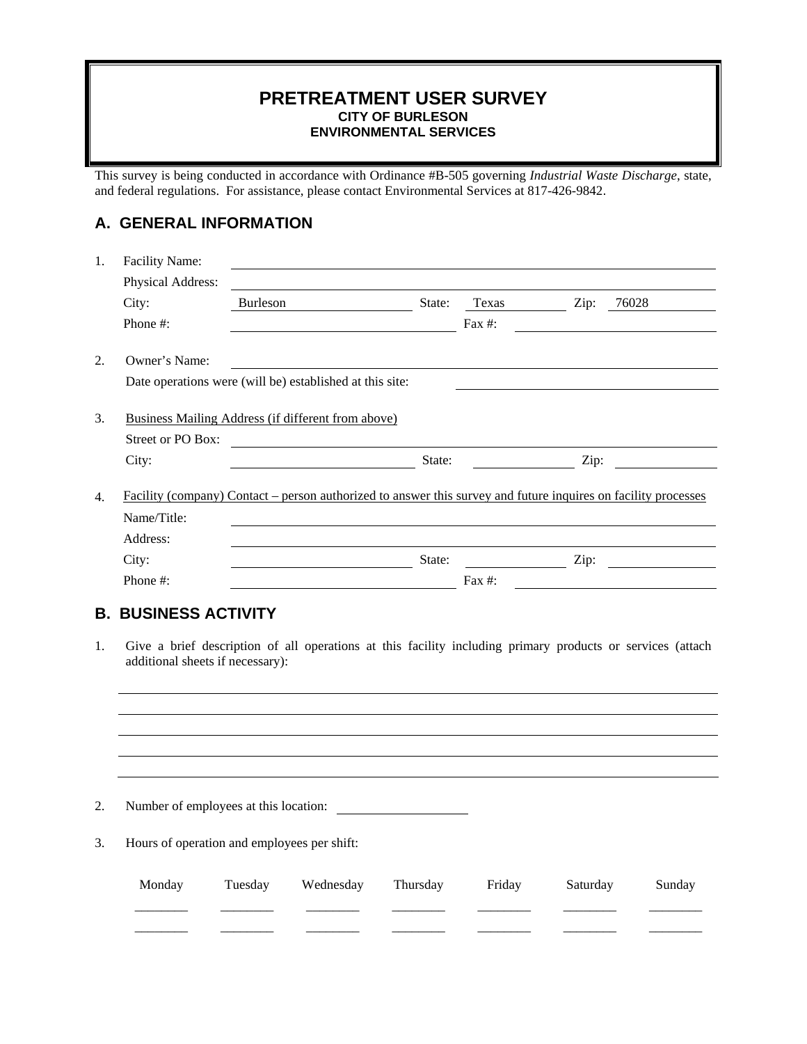# PRETREATMENT USER SURVEY

**CITY OF BURLESON**
**ENVIRONMENTAL SERVICES**

This survey is being conducted in accordance with Ordinance #B-505 governing *Industrial Waste Discharge*, state, and federal regulations. For assistance, please contact Environmental Services at 817-426-9842.

## A. GENERAL INFORMATION

1. Facility Name: ____________________
   Physical Address: ____________________
   City: Burleson State: Texas Zip: 76028
   Phone #: ____________________ Fax #: ____________________

2. Owner's Name: ____________________
   Date operations were (will be) established at this site: ____________________

3. Business Mailing Address (if different from above)
   Street or PO Box: ____________________
   City: ____________________ State: ____________ Zip: ____________

4. Facility (company) Contact – person authorized to answer this survey and future inquires on facility processes
   Name/Title: ____________________
   Address: ____________________
   City: ____________________ State: ____________ Zip: ____________
   Phone #: ____________________ Fax #: ____________________

## B. BUSINESS ACTIVITY

1. Give a brief description of all operations at this facility including primary products or services (attach additional sheets if necessary):

   ____________________
   ____________________
   ____________________
   ____________________
   ____________________

2. Number of employees at this location: ____________________

3. Hours of operation and employees per shift:

| Monday | Tuesday | Wednesday | Thursday | Friday | Saturday | Sunday |
|---|---|---|---|---|---|---|
| ________ | ________ | ________ | ________ | ________ | ________ | ________ |
| ________ | ________ | ________ | ________ | ________ | ________ | ________ |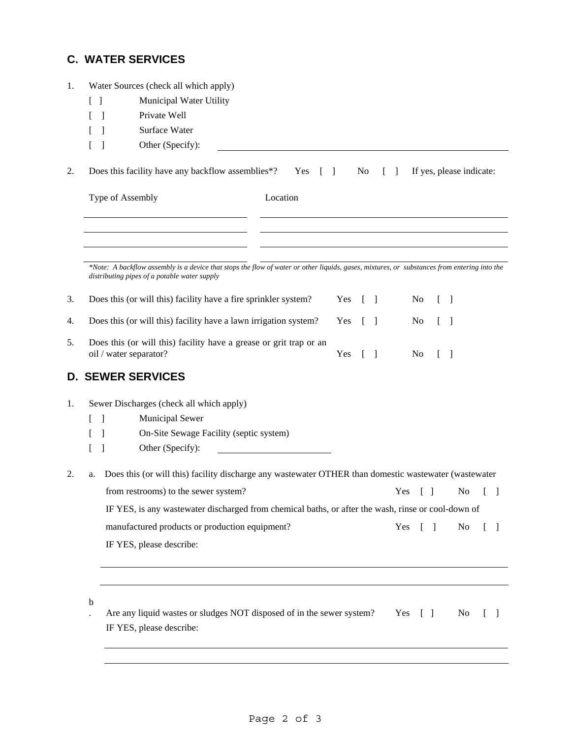## C. WATER SERVICES

1. Water Sources (check all which apply)
   - [ ] Municipal Water Utility
   - [ ] Private Well
   - [ ] Surface Water
   - [ ] Other (Specify): ______________________________

2. Does this facility have any backflow assemblies*? Yes [ ] No [ ] If yes, please indicate:

| Type of Assembly | Location |
|---|---|
| | |
| | |
| | |
| | |

*\*Note: A backflow assembly is a device that stops the flow of water or other liquids, gases, mixtures, or substances from entering into the distributing pipes of a potable water supply*

3. Does this (or will this) facility have a fire sprinkler system? Yes [ ] No [ ]

4. Does this (or will this) facility have a lawn irrigation system? Yes [ ] No [ ]

5. Does this (or will this) facility have a grease or grit trap or an oil / water separator? Yes [ ] No [ ]

## D. SEWER SERVICES

1. Sewer Discharges (check all which apply)
   - [ ] Municipal Sewer
   - [ ] On-Site Sewage Facility (septic system)
   - [ ] Other (Specify): ______________________________

2. a. Does this (or will this) facility discharge any wastewater OTHER than domestic wastewater (wastewater from restrooms) to the sewer system? Yes [ ] No [ ]

   IF YES, is any wastewater discharged from chemical baths, or after the wash, rinse or cool-down of manufactured products or production equipment? Yes [ ] No [ ]

   IF YES, please describe:

   ______________________________

   ______________________________

   b. Are any liquid wastes or sludges NOT disposed of in the sewer system? Yes [ ] No [ ]

   IF YES, please describe:

   ______________________________

   ______________________________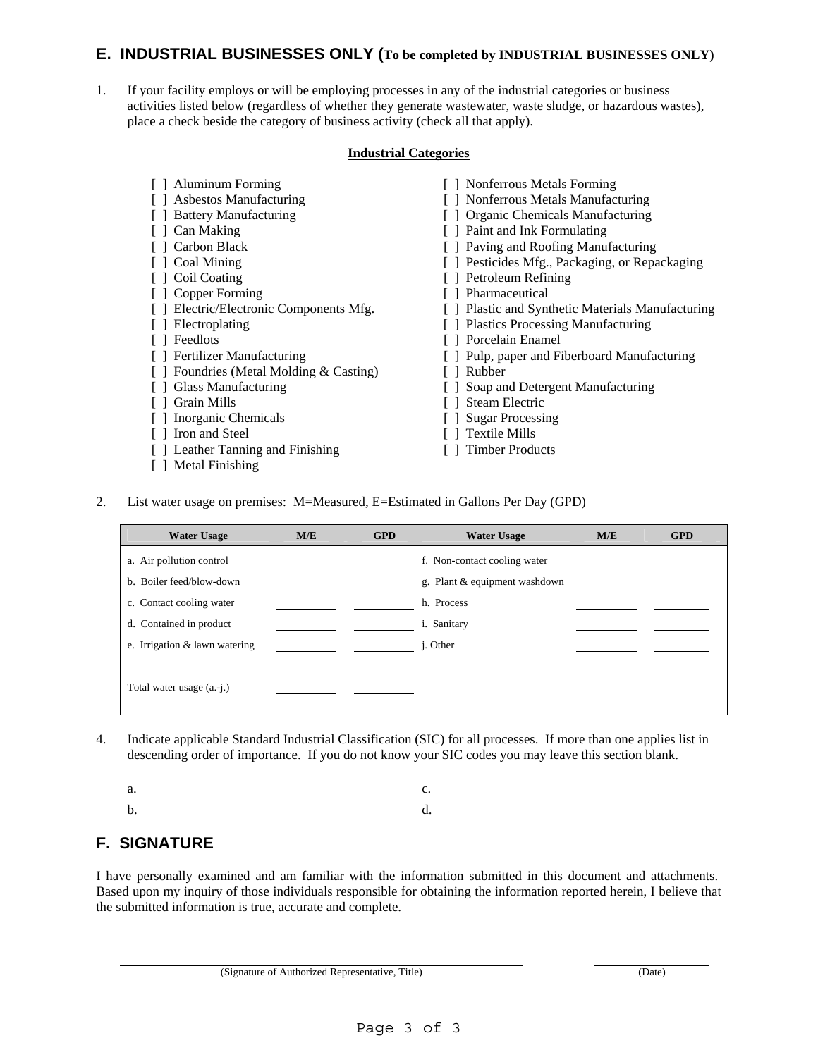## E. INDUSTRIAL BUSINESSES ONLY (To be completed by INDUSTRIAL BUSINESSES ONLY)

1. If your facility employs or will be employing processes in any of the industrial categories or business activities listed below (regardless of whether they generate wastewater, waste sludge, or hazardous wastes), place a check beside the category of business activity (check all that apply).

**Industrial Categories**

[ ] Aluminum Forming
[ ] Asbestos Manufacturing
[ ] Battery Manufacturing
[ ] Can Making
[ ] Carbon Black
[ ] Coal Mining
[ ] Coil Coating
[ ] Copper Forming
[ ] Electric/Electronic Components Mfg.
[ ] Electroplating
[ ] Feedlots
[ ] Fertilizer Manufacturing
[ ] Foundries (Metal Molding & Casting)
[ ] Glass Manufacturing
[ ] Grain Mills
[ ] Inorganic Chemicals
[ ] Iron and Steel
[ ] Leather Tanning and Finishing
[ ] Metal Finishing
[ ] Nonferrous Metals Forming
[ ] Nonferrous Metals Manufacturing
[ ] Organic Chemicals Manufacturing
[ ] Paint and Ink Formulating
[ ] Paving and Roofing Manufacturing
[ ] Pesticides Mfg., Packaging, or Repackaging
[ ] Petroleum Refining
[ ] Pharmaceutical
[ ] Plastic and Synthetic Materials Manufacturing
[ ] Plastics Processing Manufacturing
[ ] Porcelain Enamel
[ ] Pulp, paper and Fiberboard Manufacturing
[ ] Rubber
[ ] Soap and Detergent Manufacturing
[ ] Steam Electric
[ ] Sugar Processing
[ ] Textile Mills
[ ] Timber Products

2. List water usage on premises: M=Measured, E=Estimated in Gallons Per Day (GPD)

| Water Usage | M/E | GPD | Water Usage | M/E | GPD |
|---|---|---|---|---|---|
| a. Air pollution control | | | f. Non-contact cooling water | | |
| b. Boiler feed/blow-down | | | g. Plant & equipment washdown | | |
| c. Contact cooling water | | | h. Process | | |
| d. Contained in product | | | i. Sanitary | | |
| e. Irrigation & lawn watering | | | j. Other | | |
| Total water usage (a.-j.) | | | | | |

4. Indicate applicable Standard Industrial Classification (SIC) for all processes. If more than one applies list in descending order of importance. If you do not know your SIC codes you may leave this section blank.

a. ______________________ c. ______________________

b. ______________________ d. ______________________

## F. SIGNATURE

I have personally examined and am familiar with the information submitted in this document and attachments. Based upon my inquiry of those individuals responsible for obtaining the information reported herein, I believe that the submitted information is true, accurate and complete.

______________________________ (Signature of Authorized Representative, Title)

______________ (Date)